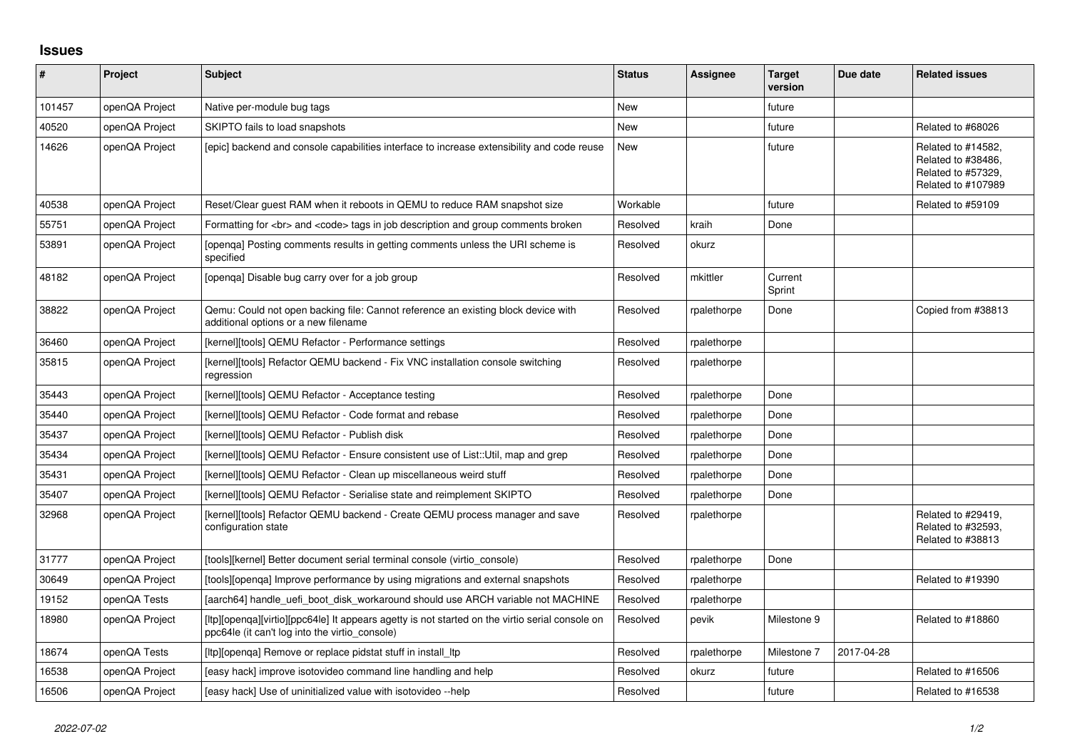## Issues

| # | Project | Subject | Status | Assignee | Target version | Due date | Related issues |
|---|---|---|---|---|---|---|---|
| 101457 | openQA Project | Native per-module bug tags | New | | future | | |
| 40520 | openQA Project | SKIPTO fails to load snapshots | New | | future | | Related to #68026 |
| 14626 | openQA Project | [epic] backend and console capabilities interface to increase extensibility and code reuse | New | | future | | Related to #14582, Related to #38486, Related to #57329, Related to #107989 |
| 40538 | openQA Project | Reset/Clear guest RAM when it reboots in QEMU to reduce RAM snapshot size | Workable | | future | | Related to #59109 |
| 55751 | openQA Project | Formatting for <br> and <code> tags in job description and group comments broken | Resolved | kraih | Done | | |
| 53891 | openQA Project | [openqa] Posting comments results in getting comments unless the URI scheme is specified | Resolved | okurz | | | |
| 48182 | openQA Project | [openqa] Disable bug carry over for a job group | Resolved | mkittler | Current Sprint | | |
| 38822 | openQA Project | Qemu: Could not open backing file: Cannot reference an existing block device with additional options or a new filename | Resolved | rpalethorpe | Done | | Copied from #38813 |
| 36460 | openQA Project | [kernel][tools] QEMU Refactor - Performance settings | Resolved | rpalethorpe | | | |
| 35815 | openQA Project | [kernel][tools] Refactor QEMU backend - Fix VNC installation console switching regression | Resolved | rpalethorpe | | | |
| 35443 | openQA Project | [kernel][tools] QEMU Refactor - Acceptance testing | Resolved | rpalethorpe | Done | | |
| 35440 | openQA Project | [kernel][tools] QEMU Refactor - Code format and rebase | Resolved | rpalethorpe | Done | | |
| 35437 | openQA Project | [kernel][tools] QEMU Refactor - Publish disk | Resolved | rpalethorpe | Done | | |
| 35434 | openQA Project | [kernel][tools] QEMU Refactor - Ensure consistent use of List::Util, map and grep | Resolved | rpalethorpe | Done | | |
| 35431 | openQA Project | [kernel][tools] QEMU Refactor - Clean up miscellaneous weird stuff | Resolved | rpalethorpe | Done | | |
| 35407 | openQA Project | [kernel][tools] QEMU Refactor - Serialise state and reimplement SKIPTO | Resolved | rpalethorpe | Done | | |
| 32968 | openQA Project | [kernel][tools] Refactor QEMU backend - Create QEMU process manager and save configuration state | Resolved | rpalethorpe | | | Related to #29419, Related to #32593, Related to #38813 |
| 31777 | openQA Project | [tools][kernel] Better document serial terminal console (virtio_console) | Resolved | rpalethorpe | Done | | |
| 30649 | openQA Project | [tools][openqa] Improve performance by using migrations and external snapshots | Resolved | rpalethorpe | | | Related to #19390 |
| 19152 | openQA Tests | [aarch64] handle_uefi_boot_disk_workaround should use ARCH variable not MACHINE | Resolved | rpalethorpe | | | |
| 18980 | openQA Project | [ltp][openqa][virtio][ppc64le] It appears agetty is not started on the virtio serial console on ppc64le (it can't log into the virtio_console) | Resolved | pevik | Milestone 9 | | Related to #18860 |
| 18674 | openQA Tests | [ltp][openqa] Remove or replace pidstat stuff in install_ltp | Resolved | rpalethorpe | Milestone 7 | 2017-04-28 | |
| 16538 | openQA Project | [easy hack] improve isotovideo command line handling and help | Resolved | okurz | future | | Related to #16506 |
| 16506 | openQA Project | [easy hack] Use of uninitialized value with isotovideo --help | Resolved | | future | | Related to #16538 |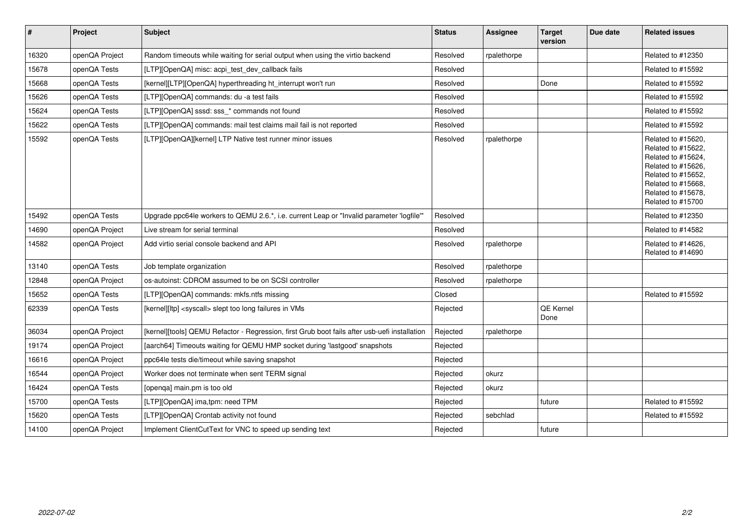| # | Project | Subject | Status | Assignee | Target version | Due date | Related issues |
|---|---|---|---|---|---|---|---|
| 16320 | openQA Project | Random timeouts while waiting for serial output when using the virtio backend | Resolved | rpalethorpe | | | Related to #12350 |
| 15678 | openQA Tests | [LTP][OpenQA] misc: acpi_test_dev_callback fails | Resolved | | | | Related to #15592 |
| 15668 | openQA Tests | [kernel][LTP][OpenQA] hyperthreading ht_interrupt won't run | Resolved | | Done | | Related to #15592 |
| 15626 | openQA Tests | [LTP][OpenQA] commands: du -a test fails | Resolved | | | | Related to #15592 |
| 15624 | openQA Tests | [LTP][OpenQA] sssd: sss_* commands not found | Resolved | | | | Related to #15592 |
| 15622 | openQA Tests | [LTP][OpenQA] commands: mail test claims mail fail is not reported | Resolved | | | | Related to #15592 |
| 15592 | openQA Tests | [LTP][OpenQA][kernel] LTP Native test runner minor issues | Resolved | rpalethorpe | | | Related to #15620, Related to #15622, Related to #15624, Related to #15626, Related to #15652, Related to #15668, Related to #15678, Related to #15700 |
| 15492 | openQA Tests | Upgrade ppc64le workers to QEMU 2.6.*, i.e. current Leap or "Invalid parameter 'logfile'" | Resolved | | | | Related to #12350 |
| 14690 | openQA Project | Live stream for serial terminal | Resolved | | | | Related to #14582 |
| 14582 | openQA Project | Add virtio serial console backend and API | Resolved | rpalethorpe | | | Related to #14626, Related to #14690 |
| 13140 | openQA Tests | Job template organization | Resolved | rpalethorpe | | | |
| 12848 | openQA Project | os-autoinst: CDROM assumed to be on SCSI controller | Resolved | rpalethorpe | | | |
| 15652 | openQA Tests | [LTP][OpenQA] commands: mkfs.ntfs missing | Closed | | | | Related to #15592 |
| 62339 | openQA Tests | [kernel][ltp] <syscall> slept too long failures in VMs | Rejected | | QE Kernel Done | | |
| 36034 | openQA Project | [kernel][tools] QEMU Refactor - Regression, first Grub boot fails after usb-uefi installation | Rejected | rpalethorpe | | | |
| 19174 | openQA Project | [aarch64] Timeouts waiting for QEMU HMP socket during 'lastgood' snapshots | Rejected | | | | |
| 16616 | openQA Project | ppc64le tests die/timeout while saving snapshot | Rejected | | | | |
| 16544 | openQA Project | Worker does not terminate when sent TERM signal | Rejected | okurz | | | |
| 16424 | openQA Tests | [openqa] main.pm is too old | Rejected | okurz | | | |
| 15700 | openQA Tests | [LTP][OpenQA] ima,tpm: need TPM | Rejected | | future | | Related to #15592 |
| 15620 | openQA Tests | [LTP][OpenQA] Crontab activity not found | Rejected | sebchlad | | | Related to #15592 |
| 14100 | openQA Project | Implement ClientCutText for VNC to speed up sending text | Rejected | | future | | |